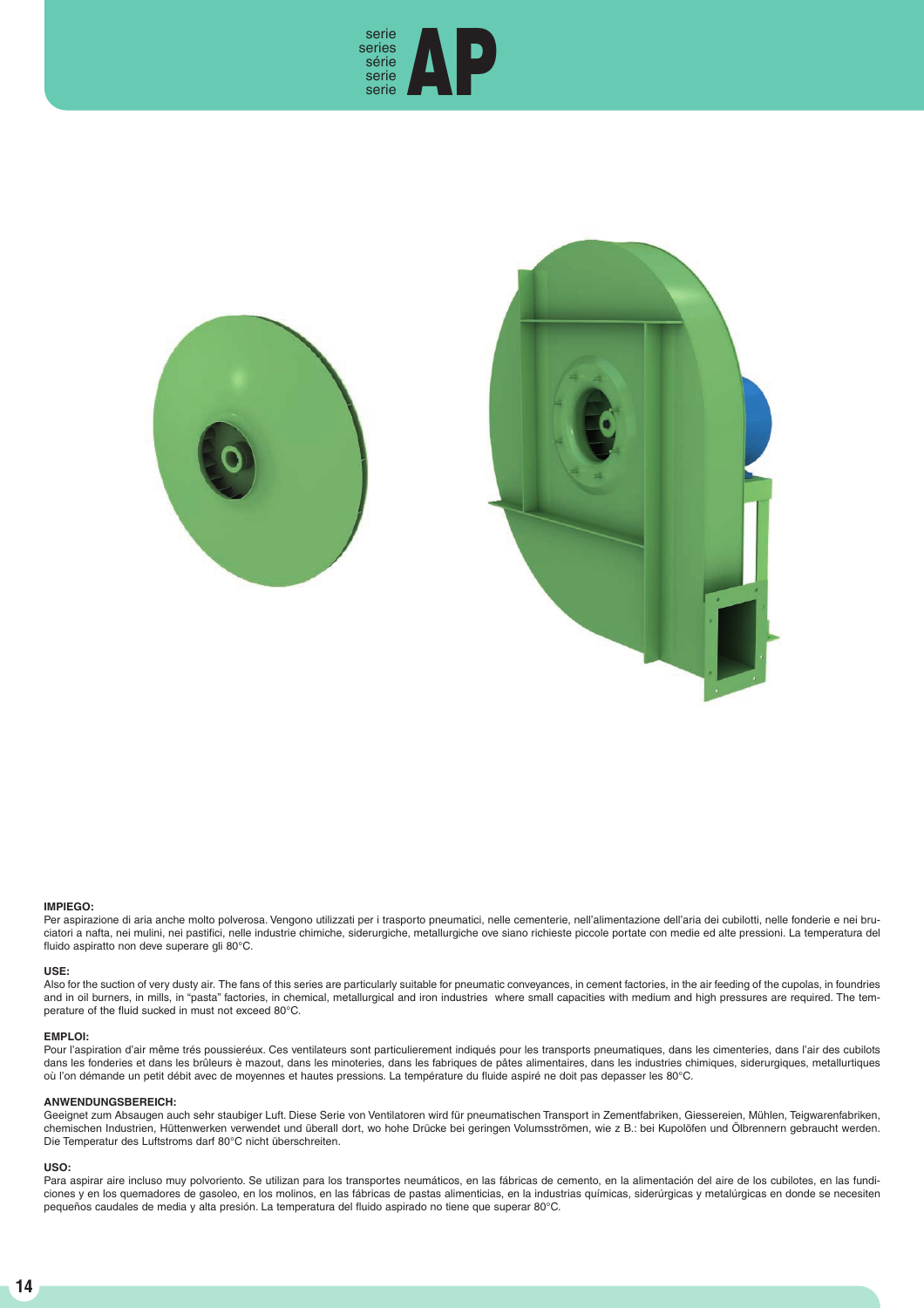serie
series
série
serie
serie
# AP

**IMPIEGO:**
Per aspirazione di aria anche molto polverosa. Vengono utilizzati per i trasporto pneumatici, nelle cementerie, nell'alimentazione dell'aria dei cubilotti, nelle fonderie e nei bruciatori a nafta, nei mulini, nei pastifici, nelle industrie chimiche, siderurgiche, metallurgiche ove siano richieste piccole portate con medie ed alte pressioni. La temperatura del fluido aspiratto non deve superare gli 80°C.

**USE:**
Also for the suction of very dusty air. The fans of this series are particularly suitable for pneumatic conveyances, in cement factories, in the air feeding of the cupolas, in foundries and in oil burners, in mills, in "pasta" factories, in chemical, metallurgical and iron industries where small capacities with medium and high pressures are required. The temperature of the fluid sucked in must not exceed 80°C.

**EMPLOI:**
Pour l'aspiration d'air même trés poussieréux. Ces ventilateurs sont particulierement indiqués pour les transports pneumatiques, dans les cimenteries, dans l'air des cubilots dans les fonderies et dans les brûleurs è mazout, dans les minoteries, dans les fabriques de pâtes alimentaires, dans les industries chimiques, siderurgiques, metallurtiques où l'on démande un petit débit avec de moyennes et hautes pressions. La température du fluide aspiré ne doit pas depasser les 80°C.

**ANWENDUNGSBEREICH:**
Geeignet zum Absaugen auch sehr staubiger Luft. Diese Serie von Ventilatoren wird für pneumatischen Transport in Zementfabriken, Giessereien, Mühlen, Teigwarenfabriken, chemischen Industrien, Hüttenwerken verwendet und überall dort, wo hohe Drücke bei geringen Volumsströmen, wie z B.: bei Kupolöfen und Ölbrennern gebraucht werden. Die Temperatur des Luftstroms darf 80°C nicht überschreiten.

**USO:**
Para aspirar aire incluso muy polvoriento. Se utilizan para los transportes neumáticos, en las fábricas de cemento, en la alimentación del aire de los cubilotes, en las fundiciones y en los quemadores de gasoleo, en los molinos, en las fábricas de pastas alimenticias, en la industrias químicas, siderúrgicas y metalúrgicas en donde se necesiten pequeños caudales de media y alta presión. La temperatura del fluido aspirado no tiene que superar 80°C.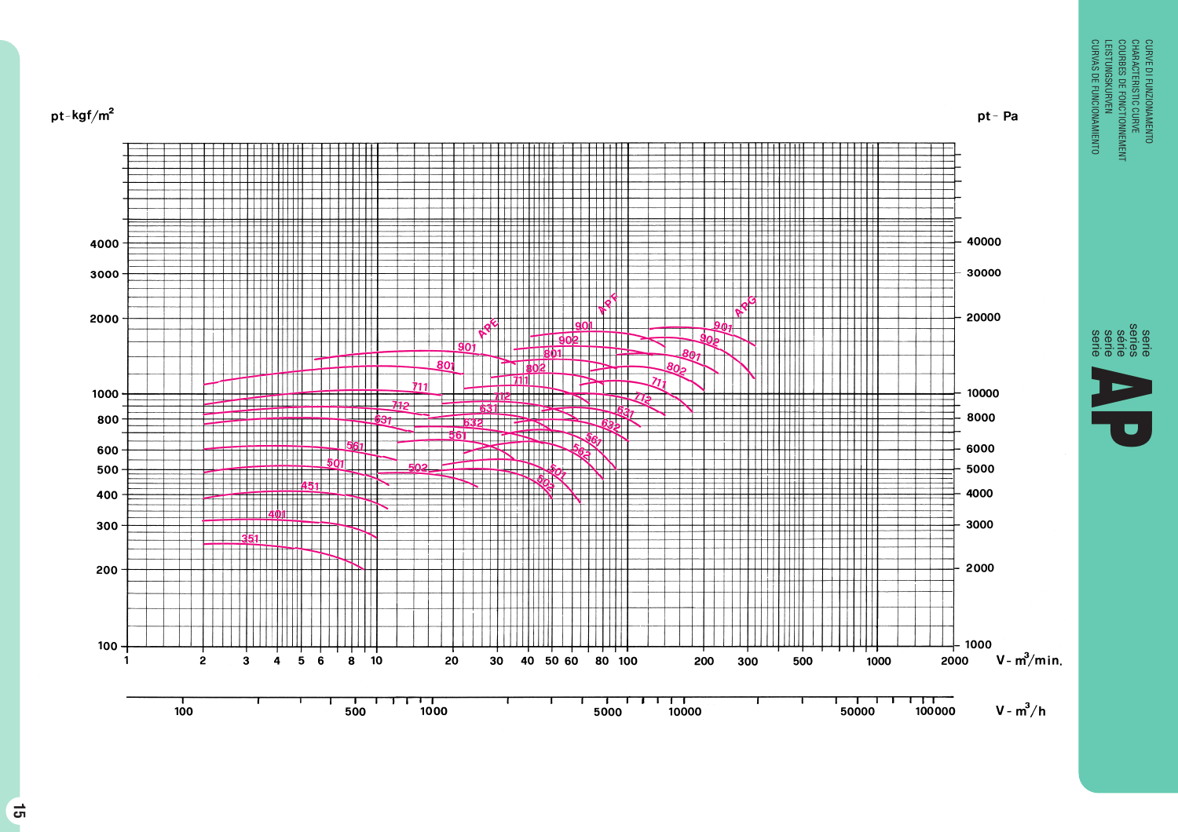CURVE DI FUNZIONAMENTO
CHARACTERISTIC CURVE
COURBES DE FONCTIONNEMENT
LEISTUNGSKURVEN
CURVAS DE FUNCIONAMIENTO

serie
series
série
serie
serie

# AP

pt - kgf/$m^2$

pt - Pa

APE: 901, 801, 711, 712, 631, 561, 501, 451, 401, 351

APF: 901, 902, 801, 802, 711, 712, 631, 632, 561, 502

APG: 901, 902, 801, 802, 711, 712, 631, 632, 561, 562, 501, 502

V - $m^3$/min.

V - $m^3$/h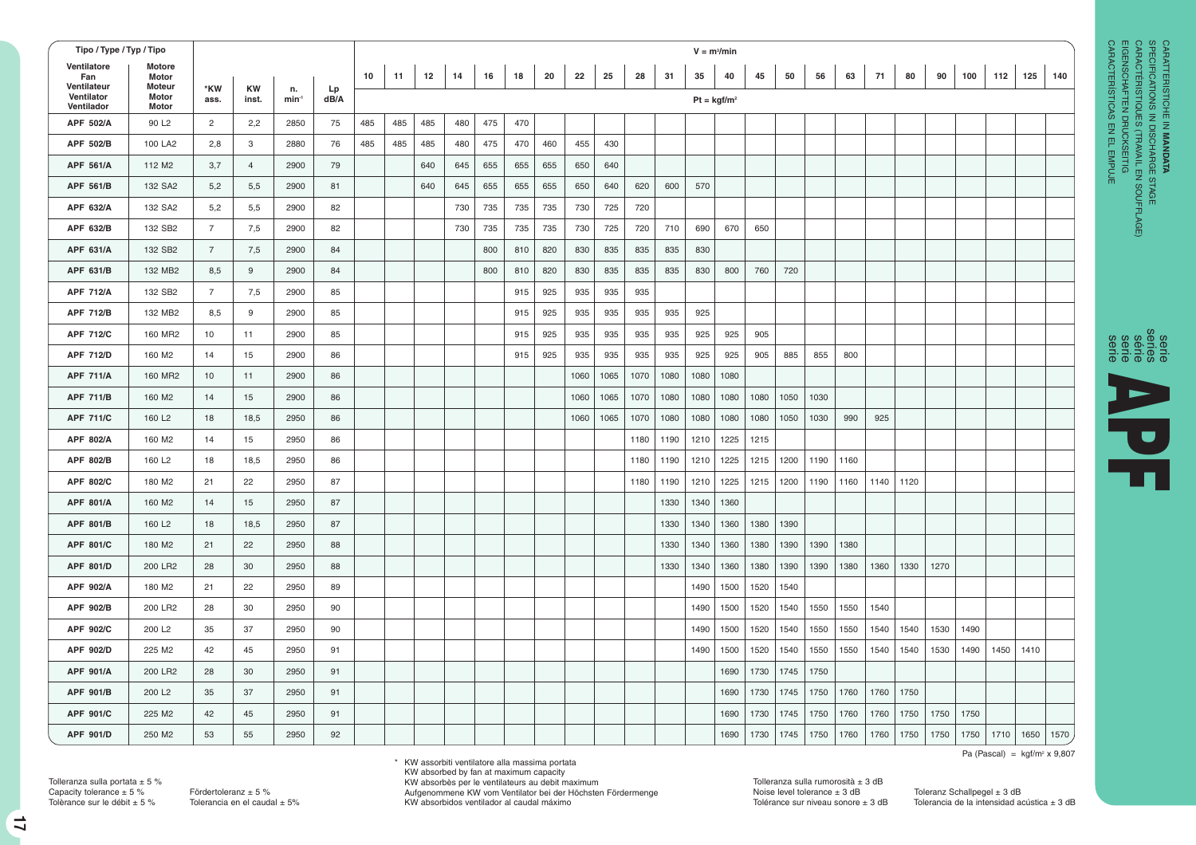CARATTERISTICHE IN **MANDATA**
SPECIFICATIONS IN DISCHARGE STAGE
CARACTERISTIQUES (TRAVAIL EN SOUFFLAGE)
EIGENSCHAFTEN DRUCKSEITIG
CARACTERISTICAS EN EL EMPUJE

# Serie / series / série / serie / serie **APF**

| Tipo / Type / Typ / Tipo | | | | | | V = $m^3$/min | | | | | | | | | | | | | | | | | | | | | | | |
|---|---|---|---|---|---|---|---|---|---|---|---|---|---|---|---|---|---|---|---|---|---|---|---|---|---|---|---|---|---|
| Ventilatore Fan Ventilateur Ventilator Ventilador | Motore Motor Moteur Motor Motor | *KW ass. | KW inst. | n. $min^{-1}$ | Lp dB/A | 10 | 11 | 12 | 14 | 16 | 18 | 20 | 22 | 25 | 28 | 31 | 35 | 40 | 45 | 50 | 56 | 63 | 71 | 80 | 90 | 100 | 112 | 125 | 140 |
| | | | | | | Pt = kgf/$m^2$ | | | | | | | | | | | | | | | | | | | | | | | |
| **APF 502/A** | 90 L2 | 2 | 2,2 | 2850 | 75 | 485 | 485 | 485 | 480 | 475 | 470 | | | | | | | | | | | | | | | | | | |
| **APF 502/B** | 100 LA2 | 2,8 | 3 | 2880 | 76 | 485 | 485 | 485 | 480 | 475 | 470 | 460 | 455 | 430 | | | | | | | | | | | | | | | |
| **APF 561/A** | 112 M2 | 3,7 | 4 | 2900 | 79 | | | 640 | 645 | 655 | 655 | 655 | 650 | 640 | | | | | | | | | | | | | | | |
| **APF 561/B** | 132 SA2 | 5,2 | 5,5 | 2900 | 81 | | | 640 | 645 | 655 | 655 | 655 | 650 | 640 | 620 | 600 | 570 | | | | | | | | | | | | |
| **APF 632/A** | 132 SA2 | 5,2 | 5,5 | 2900 | 82 | | | | 730 | 735 | 735 | 735 | 730 | 725 | 720 | | | | | | | | | | | | | | |
| **APF 632/B** | 132 SB2 | 7 | 7,5 | 2900 | 82 | | | | 730 | 735 | 735 | 735 | 730 | 725 | 720 | 710 | 690 | 670 | 650 | | | | | | | | | | |
| **APF 631/A** | 132 SB2 | 7 | 7,5 | 2900 | 84 | | | | | 800 | 810 | 820 | 830 | 835 | 835 | 835 | 830 | | | | | | | | | | | | |
| **APF 631/B** | 132 MB2 | 8,5 | 9 | 2900 | 84 | | | | | 800 | 810 | 820 | 830 | 835 | 835 | 835 | 830 | 800 | 760 | 720 | | | | | | | | | |
| **APF 712/A** | 132 SB2 | 7 | 7,5 | 2900 | 85 | | | | | | 915 | 925 | 935 | 935 | 935 | | | | | | | | | | | | | | |
| **APF 712/B** | 132 MB2 | 8,5 | 9 | 2900 | 85 | | | | | | 915 | 925 | 935 | 935 | 935 | 935 | 925 | | | | | | | | | | | | |
| **APF 712/C** | 160 MR2 | 10 | 11 | 2900 | 85 | | | | | | 915 | 925 | 935 | 935 | 935 | 935 | 925 | 925 | 905 | | | | | | | | | | |
| **APF 712/D** | 160 M2 | 14 | 15 | 2900 | 86 | | | | | | 915 | 925 | 935 | 935 | 935 | 935 | 925 | 925 | 905 | 885 | 855 | 800 | | | | | | | |
| **APF 711/A** | 160 MR2 | 10 | 11 | 2900 | 86 | | | | | | | | 1060 | 1065 | 1070 | 1080 | 1080 | 1080 | | | | | | | | | | | |
| **APF 711/B** | 160 M2 | 14 | 15 | 2900 | 86 | | | | | | | | 1060 | 1065 | 1070 | 1080 | 1080 | 1080 | 1080 | 1050 | 1030 | | | | | | | | |
| **APF 711/C** | 160 L2 | 18 | 18,5 | 2950 | 86 | | | | | | | | 1060 | 1065 | 1070 | 1080 | 1080 | 1080 | 1080 | 1050 | 1030 | 990 | 925 | | | | | | |
| **APF 802/A** | 160 M2 | 14 | 15 | 2950 | 86 | | | | | | | | | | 1180 | 1190 | 1210 | 1225 | 1215 | | | | | | | | | | |
| **APF 802/B** | 160 L2 | 18 | 18,5 | 2950 | 86 | | | | | | | | | | 1180 | 1190 | 1210 | 1225 | 1215 | 1200 | 1190 | 1160 | | | | | | | |
| **APF 802/C** | 180 M2 | 21 | 22 | 2950 | 87 | | | | | | | | | | 1180 | 1190 | 1210 | 1225 | 1215 | 1200 | 1190 | 1160 | 1140 | 1120 | | | | | |
| **APF 801/A** | 160 M2 | 14 | 15 | 2950 | 87 | | | | | | | | | | | 1330 | 1340 | 1360 | | | | | | | | | | | |
| **APF 801/B** | 160 L2 | 18 | 18,5 | 2950 | 87 | | | | | | | | | | | 1330 | 1340 | 1360 | 1380 | 1390 | | | | | | | | | |
| **APF 801/C** | 180 M2 | 21 | 22 | 2950 | 88 | | | | | | | | | | | 1330 | 1340 | 1360 | 1380 | 1390 | 1390 | 1380 | | | | | | | |
| **APF 801/D** | 200 LR2 | 28 | 30 | 2950 | 88 | | | | | | | | | | | 1330 | 1340 | 1360 | 1380 | 1390 | 1390 | 1380 | 1360 | 1330 | 1270 | | | | |
| **APF 902/A** | 180 M2 | 21 | 22 | 2950 | 89 | | | | | | | | | | | | 1490 | 1500 | 1520 | 1540 | | | | | | | | | |
| **APF 902/B** | 200 LR2 | 28 | 30 | 2950 | 90 | | | | | | | | | | | | 1490 | 1500 | 1520 | 1540 | 1550 | 1550 | 1540 | | | | | | |
| **APF 902/C** | 200 L2 | 35 | 37 | 2950 | 90 | | | | | | | | | | | | 1490 | 1500 | 1520 | 1540 | 1550 | 1550 | 1540 | 1540 | 1530 | 1490 | | | |
| **APF 902/D** | 225 M2 | 42 | 45 | 2950 | 91 | | | | | | | | | | | | 1490 | 1500 | 1520 | 1540 | 1550 | 1550 | 1540 | 1540 | 1530 | 1490 | 1450 | 1410 | |
| **APF 901/A** | 200 LR2 | 28 | 30 | 2950 | 91 | | | | | | | | | | | | | 1690 | 1730 | 1745 | 1750 | | | | | | | | |
| **APF 901/B** | 200 L2 | 35 | 37 | 2950 | 91 | | | | | | | | | | | | | 1690 | 1730 | 1745 | 1750 | 1760 | 1760 | 1750 | | | | | |
| **APF 901/C** | 225 M2 | 42 | 45 | 2950 | 91 | | | | | | | | | | | | | 1690 | 1730 | 1745 | 1750 | 1760 | 1760 | 1750 | 1750 | 1750 | | | |
| **APF 901/D** | 250 M2 | 53 | 55 | 2950 | 92 | | | | | | | | | | | | | 1690 | 1730 | 1745 | 1750 | 1760 | 1760 | 1750 | 1750 | 1750 | 1710 | 1650 | 1570 |

Pa (Pascal) = kgf/$m^2$ x 9,807

\* KW assorbiti ventilatore alla massima portata
KW absorbed by fan at maximum capacity
KW absorbès per le ventilateurs au debit maximum
Aufgenommene KW vom Ventilator bei der Höchsten Fördermenge
KW absorbidos ventilador al caudal máximo

Tolleranza sulla portata ± 5 %
Capacity tolerance ± 5 %
Tolèrance sur le débit ± 5 %

Fördertoleranz ± 5 %
Tolerancia en el caudal ± 5%

Tolleranza sulla rumorosità ± 3 dB
Noise level tolerance ± 3 dB
Tolérance sur niveau sonore ± 3 dB

Toleranz Schallpegel ± 3 dB
Tolerancia de la intensidad acústica ± 3 dB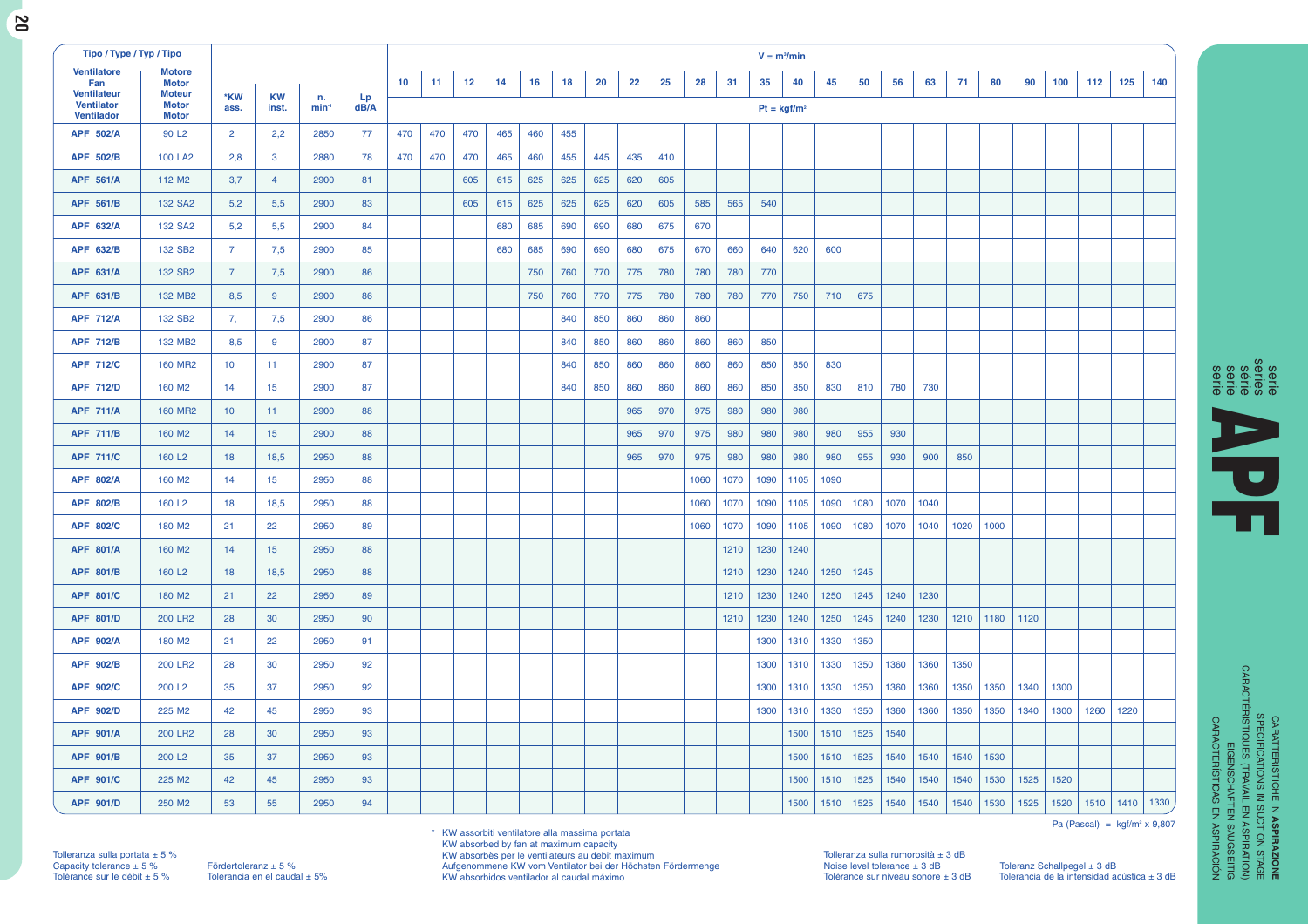# serie APF

## CARATTERISTICHE IN **ASPIRAZIONE**
SPECIFICATIONS IN SUCTION STAGE
CARACTÉRISTIQUES (TRAVAIL EN ASPIRATION)
EIGENSCHAFTEN SAUGSEITIG
CARACTERÍSTICAS EN ASPIRACIÓN

| Tipo / Type / Typ / Tipo | | | | | | V = m³/min | | | | | | | | | | | | | | | | | | | | | | | |
|---|---|---|---|---|---|---|---|---|---|---|---|---|---|---|---|---|---|---|---|---|---|---|---|---|---|---|---|---|---|
| Ventilatore / Fan / Ventilateur / Ventilator / Ventilador | Motore / Motor / Moteur / Motor / Motor | *KW ass. | KW inst. | n. $min^{-1}$ | Lp dB/A | 10 | 11 | 12 | 14 | 16 | 18 | 20 | 22 | 25 | 28 | 31 | 35 | 40 | 45 | 50 | 56 | 63 | 71 | 80 | 90 | 100 | 112 | 125 | 140 |
| | | | | | | Pt = kgf/m² | | | | | | | | | | | | | | | | | | | | | | | |
| **APF 502/A** | 90 L2 | 2 | 2,2 | 2850 | 77 | 470 | 470 | 470 | 465 | 460 | 455 | | | | | | | | | | | | | | | | | | |
| **APF 502/B** | 100 LA2 | 2,8 | 3 | 2880 | 78 | 470 | 470 | 470 | 465 | 460 | 455 | 445 | 435 | 410 | | | | | | | | | | | | | | | |
| **APF 561/A** | 112 M2 | 3,7 | 4 | 2900 | 81 | | | 605 | 615 | 625 | 625 | 625 | 620 | 605 | | | | | | | | | | | | | | | |
| **APF 561/B** | 132 SA2 | 5,2 | 5,5 | 2900 | 83 | | | 605 | 615 | 625 | 625 | 625 | 620 | 605 | 585 | 565 | 540 | | | | | | | | | | | | |
| **APF 632/A** | 132 SA2 | 5,2 | 5,5 | 2900 | 84 | | | | 680 | 685 | 690 | 690 | 680 | 675 | 670 | | | | | | | | | | | | | | |
| **APF 632/B** | 132 SB2 | 7 | 7,5 | 2900 | 85 | | | | 680 | 685 | 690 | 690 | 680 | 675 | 670 | 660 | 640 | 620 | 600 | | | | | | | | | | |
| **APF 631/A** | 132 SB2 | 7 | 7,5 | 2900 | 86 | | | | | 750 | 760 | 770 | 775 | 780 | 780 | 780 | 770 | | | | | | | | | | | | |
| **APF 631/B** | 132 MB2 | 8,5 | 9 | 2900 | 86 | | | | | 750 | 760 | 770 | 775 | 780 | 780 | 780 | 770 | 750 | 710 | 675 | | | | | | | | | |
| **APF 712/A** | 132 SB2 | 7, | 7,5 | 2900 | 86 | | | | | | 840 | 850 | 860 | 860 | 860 | | | | | | | | | | | | | | |
| **APF 712/B** | 132 MB2 | 8,5 | 9 | 2900 | 87 | | | | | | 840 | 850 | 860 | 860 | 860 | 860 | 850 | | | | | | | | | | | | |
| **APF 712/C** | 160 MR2 | 10 | 11 | 2900 | 87 | | | | | | 840 | 850 | 860 | 860 | 860 | 860 | 850 | 850 | 830 | | | | | | | | | | |
| **APF 712/D** | 160 M2 | 14 | 15 | 2900 | 87 | | | | | | 840 | 850 | 860 | 860 | 860 | 860 | 850 | 850 | 830 | 810 | 780 | 730 | | | | | | | |
| **APF 711/A** | 160 MR2 | 10 | 11 | 2900 | 88 | | | | | | | | 965 | 970 | 975 | 980 | 980 | 980 | | | | | | | | | | | |
| **APF 711/B** | 160 M2 | 14 | 15 | 2900 | 88 | | | | | | | | 965 | 970 | 975 | 980 | 980 | 980 | 980 | 955 | 930 | | | | | | | | |
| **APF 711/C** | 160 L2 | 18 | 18,5 | 2950 | 88 | | | | | | | | 965 | 970 | 975 | 980 | 980 | 980 | 980 | 955 | 930 | 900 | 850 | | | | | | |
| **APF 802/A** | 160 M2 | 14 | 15 | 2950 | 88 | | | | | | | | | | 1060 | 1070 | 1090 | 1105 | 1090 | | | | | | | | | | |
| **APF 802/B** | 160 L2 | 18 | 18,5 | 2950 | 88 | | | | | | | | | | 1060 | 1070 | 1090 | 1105 | 1090 | 1080 | 1070 | 1040 | | | | | | | |
| **APF 802/C** | 180 M2 | 21 | 22 | 2950 | 89 | | | | | | | | | | 1060 | 1070 | 1090 | 1105 | 1090 | 1080 | 1070 | 1040 | 1020 | 1000 | | | | | |
| **APF 801/A** | 160 M2 | 14 | 15 | 2950 | 88 | | | | | | | | | | | 1210 | 1230 | 1240 | | | | | | | | | | | |
| **APF 801/B** | 160 L2 | 18 | 18,5 | 2950 | 88 | | | | | | | | | | | 1210 | 1230 | 1240 | 1250 | 1245 | | | | | | | | | |
| **APF 801/C** | 180 M2 | 21 | 22 | 2950 | 89 | | | | | | | | | | | 1210 | 1230 | 1240 | 1250 | 1245 | 1240 | 1230 | | | | | | | |
| **APF 801/D** | 200 LR2 | 28 | 30 | 2950 | 90 | | | | | | | | | | | 1210 | 1230 | 1240 | 1250 | 1245 | 1240 | 1230 | 1210 | 1180 | 1120 | | | | |
| **APF 902/A** | 180 M2 | 21 | 22 | 2950 | 91 | | | | | | | | | | | | 1300 | 1310 | 1330 | 1350 | | | | | | | | | |
| **APF 902/B** | 200 LR2 | 28 | 30 | 2950 | 92 | | | | | | | | | | | | 1300 | 1310 | 1330 | 1350 | 1360 | 1360 | 1350 | | | | | | |
| **APF 902/C** | 200 L2 | 35 | 37 | 2950 | 92 | | | | | | | | | | | | 1300 | 1310 | 1330 | 1350 | 1360 | 1360 | 1350 | 1350 | 1340 | 1300 | | | |
| **APF 902/D** | 225 M2 | 42 | 45 | 2950 | 93 | | | | | | | | | | | | 1300 | 1310 | 1330 | 1350 | 1360 | 1360 | 1350 | 1350 | 1340 | 1300 | 1260 | 1220 | |
| **APF 901/A** | 200 LR2 | 28 | 30 | 2950 | 93 | | | | | | | | | | | | | 1500 | 1510 | 1525 | 1540 | | | | | | | | |
| **APF 901/B** | 200 L2 | 35 | 37 | 2950 | 93 | | | | | | | | | | | | | 1500 | 1510 | 1525 | 1540 | 1540 | 1540 | 1530 | | | | | |
| **APF 901/C** | 225 M2 | 42 | 45 | 2950 | 93 | | | | | | | | | | | | | 1500 | 1510 | 1525 | 1540 | 1540 | 1540 | 1530 | 1525 | 1520 | | | |
| **APF 901/D** | 250 M2 | 53 | 55 | 2950 | 94 | | | | | | | | | | | | | 1500 | 1510 | 1525 | 1540 | 1540 | 1540 | 1530 | 1525 | 1520 | 1510 | 1410 | 1330 |

Pa (Pascal) = kgf/m² x 9,807

\* KW assorbiti ventilatore alla massima portata
KW absorbed by fan at maximum capacity
KW absorbès per le ventilateurs au debit maximum
Aufgenommene KW vom Ventilator bei der Höchsten Fördermenge
KW absorbidos ventilador al caudal máximo

Tolleranza sulla portata ± 5 %
Capacity tolerance ± 5 %
Tolèrance sur le débit ± 5 %

Fördertoleranz ± 5 %
Tolerancia en el caudal ± 5%

Tolleranza sulla rumorosità ± 3 dB
Noise level tolerance ± 3 dB
Tolérance sur niveau sonore ± 3 dB

Toleranz Schallpegel ± 3 dB
Tolerancia de la intensidad acústica ± 3 dB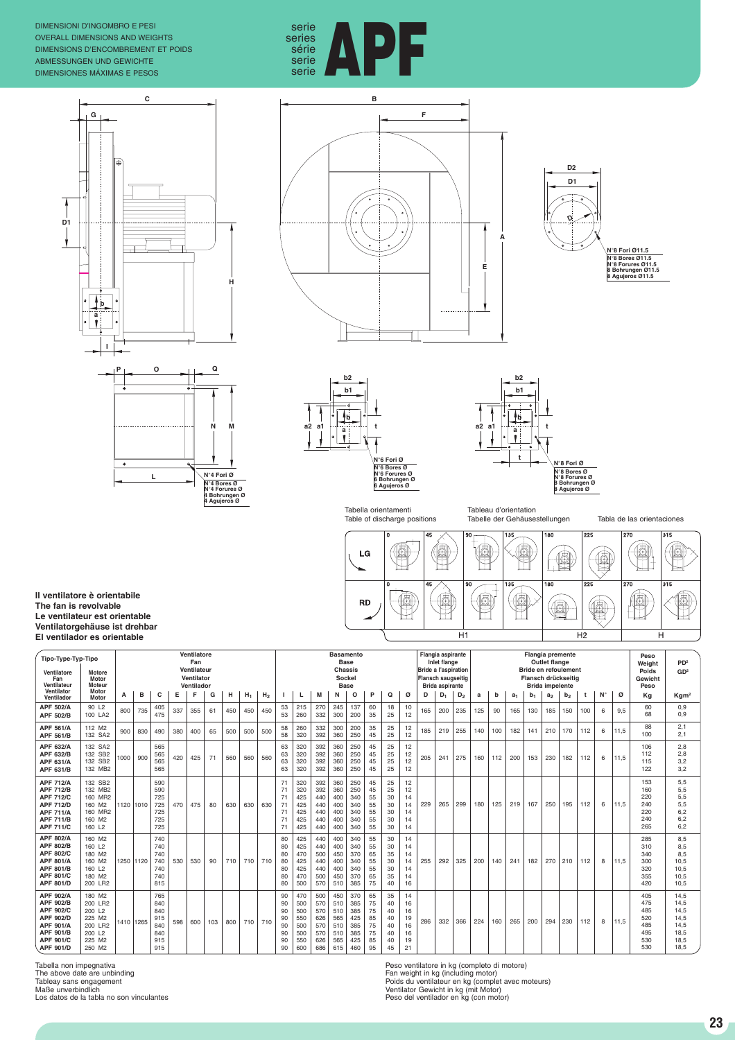DIMENSIONI D'INGOMBRO E PESI
OVERALL DIMENSIONS AND WEIGHTS
DIMENSIONS D'ENCOMBREMENT ET POIDS
ABMESSUNGEN UND GEWICHTE
DIMENSIONES MÁXIMAS E PESOS

serie
series
série
serie
serie

# APF

N°8 Fori Ø11.5
N°8 Bores Ø11.5
N°8 Forures Ø11.5
8 Bohrungen Ø11.5
8 Agujeros Ø11.5

N°4 Fori Ø
N°4 Bores Ø
N°4 Forures Ø
4 Bohrungen Ø
4 Agujeros Ø

N°6 Fori Ø
N°6 Bores Ø
N°6 Forures Ø
6 Bohrungen Ø
6 Agujeros Ø

N°8 Fori Ø
N°8 Bores Ø
N°8 Forures Ø
8 Bohrungen Ø
8 Agujeros Ø

Tabella orientamenti
Table of discharge positions
Tableau d'orientation
Tabelle der Gehäusestellungen
Tabla de las orientaciones

LG: 0, 45, 90, 135, 180, 225, 270, 315
RD: 0, 45, 90, 135, 180, 225, 270, 315
H1 / H2 / H

**Il ventilatore è orientabile**
**The fan is revolvable**
**Le ventilateur est orientable**
**Ventilatorgehäuse ist drehbar**
**El ventilador es orientable**

| Tipo-Type-Typ-Tipo | | Ventilatore / Fan / Ventilateur / Ventilator / Ventilador | | | | | | | | | Basamento / Base / Chassis / Sockel / Base | | | | | | | | Flangia aspirante / Inlet flange / Bride a l'aspiration / Flansch saugseitig / Brida aspirante | | | Flangia premente / Outlet flange / Bride en refoulement / Flansch drückseitig / Brida impelente | | | | | | | | | Peso / Weight / Poids / Gewicht / Peso | PD² / GD² |
|---|---|---|---|---|---|---|---|---|---|---|---|---|---|---|---|---|---|---|---|---|---|---|---|---|---|---|---|---|---|---|---|---|
| Ventilatore / Fan / Ventilateur / Ventilator / Ventilador | Motore / Motor / Moteur / Motor / Motor | A | B | C | E | F | G | H | $H_1$ | $H_2$ | I | L | M | N | O | P | Q | Ø | D | $D_1$ | $D_2$ | a | b | $a_1$ | $b_1$ | $a_2$ | $b_2$ | t | N° | Ø | Kg | Kgm² |
| APF 502/A | 90 L2 | 800 | 735 | 405 | 337 | 355 | 61 | 450 | 450 | 450 | 53 | 215 | 270 | 245 | 137 | 60 | 18 | 10 | 165 | 200 | 235 | 125 | 90 | 165 | 130 | 185 | 150 | 100 | 6 | 9,5 | 60 | 0,9 |
| APF 502/B | 100 LA2 | | | 475 | | | | | | | 53 | 260 | 332 | 300 | 200 | 35 | 25 | 12 | | | | | | | | | | | | | 68 | 0,9 |
| APF 561/A | 112 M2 | 900 | 830 | 490 | 380 | 400 | 65 | 500 | 500 | 500 | 58 | 260 | 332 | 300 | 200 | 35 | 25 | 12 | 185 | 219 | 255 | 140 | 100 | 182 | 141 | 210 | 170 | 112 | 6 | 11,5 | 88 | 2,1 |
| APF 561/B | 132 SA2 | | | | | | | | | | 58 | 320 | 392 | 360 | 250 | 45 | 25 | 12 | | | | | | | | | | | | | 100 | 2,1 |
| APF 632/A | 132 SA2 | 1000 | 900 | 565 | 420 | 425 | 71 | 560 | 560 | 560 | 63 | 320 | 392 | 360 | 250 | 45 | 25 | 12 | 205 | 241 | 275 | 160 | 112 | 200 | 153 | 230 | 182 | 112 | 6 | 11,5 | 106 | 2,8 |
| APF 632/B | 132 SB2 | | | 565 | | | | | | | 63 | 320 | 392 | 360 | 250 | 45 | 25 | 12 | | | | | | | | | | | | | 112 | 2,8 |
| APF 631/A | 132 SB2 | | | 565 | | | | | | | 63 | 320 | 392 | 360 | 250 | 45 | 25 | 12 | | | | | | | | | | | | | 115 | 3,2 |
| APF 631/B | 132 MB2 | | | 565 | | | | | | | 63 | 320 | 392 | 360 | 250 | 45 | 25 | 12 | | | | | | | | | | | | | 122 | 3,2 |
| APF 712/A | 132 SB2 | 1120 | 1010 | 590 | 470 | 475 | 80 | 630 | 630 | 630 | 71 | 320 | 392 | 360 | 250 | 45 | 25 | 12 | 229 | 265 | 299 | 180 | 125 | 219 | 167 | 250 | 195 | 112 | 6 | 11,5 | 153 | 5,5 |
| APF 712/B | 132 MB2 | | | 590 | | | | | | | 71 | 320 | 392 | 360 | 250 | 45 | 25 | 12 | | | | | | | | | | | | | 160 | 5,5 |
| APF 712/C | 160 MR2 | | | 725 | | | | | | | 71 | 425 | 440 | 400 | 340 | 55 | 30 | 14 | | | | | | | | | | | | | 220 | 5,5 |
| APF 712/D | 160 M2 | | | 725 | | | | | | | 71 | 425 | 440 | 400 | 340 | 55 | 30 | 14 | | | | | | | | | | | | | 240 | 5,5 |
| APF 711/A | 160 MR2 | | | 725 | | | | | | | 71 | 425 | 440 | 400 | 340 | 55 | 30 | 14 | | | | | | | | | | | | | 220 | 6,2 |
| APF 711/B | 160 M2 | | | 725 | | | | | | | 71 | 425 | 440 | 400 | 340 | 55 | 30 | 14 | | | | | | | | | | | | | 240 | 6,2 |
| APF 711/C | 160 L2 | | | 725 | | | | | | | 71 | 425 | 440 | 400 | 340 | 55 | 30 | 14 | | | | | | | | | | | | | 265 | 6,2 |
| APF 802/A | 160 M2 | 1250 | 1120 | 740 | 530 | 530 | 90 | 710 | 710 | 710 | 80 | 425 | 440 | 400 | 340 | 55 | 30 | 14 | 255 | 292 | 325 | 200 | 140 | 241 | 182 | 270 | 210 | 112 | 8 | 11,5 | 285 | 8,5 |
| APF 802/B | 160 L2 | | | 740 | | | | | | | 80 | 425 | 440 | 400 | 340 | 55 | 30 | 14 | | | | | | | | | | | | | 310 | 8,5 |
| APF 802/C | 180 M2 | | | 740 | | | | | | | 80 | 470 | 500 | 450 | 370 | 65 | 35 | 14 | | | | | | | | | | | | | 340 | 8,5 |
| APF 801/A | 160 M2 | | | 740 | | | | | | | 80 | 425 | 440 | 400 | 340 | 55 | 30 | 14 | | | | | | | | | | | | | 300 | 10,5 |
| APF 801/B | 160 L2 | | | 740 | | | | | | | 80 | 425 | 440 | 400 | 340 | 55 | 30 | 14 | | | | | | | | | | | | | 320 | 10,5 |
| APF 801/C | 180 M2 | | | 740 | | | | | | | 80 | 470 | 500 | 450 | 370 | 65 | 35 | 14 | | | | | | | | | | | | | 355 | 10,5 |
| APF 801/D | 200 LR2 | | | 815 | | | | | | | 80 | 500 | 570 | 510 | 385 | 75 | 40 | 16 | | | | | | | | | | | | | 420 | 10,5 |
| APF 902/A | 180 M2 | 1410 | 1265 | 765 | 598 | 600 | 103 | 800 | 710 | 710 | 90 | 470 | 500 | 450 | 370 | 65 | 35 | 14 | 286 | 332 | 366 | 224 | 160 | 265 | 200 | 294 | 230 | 112 | 8 | 11,5 | 405 | 14,5 |
| APF 902/B | 200 LR2 | | | 840 | | | | | | | 90 | 500 | 570 | 510 | 385 | 75 | 40 | 16 | | | | | | | | | | | | | 475 | 14,5 |
| APF 902/C | 200 L2 | | | 840 | | | | | | | 90 | 500 | 570 | 510 | 385 | 75 | 40 | 16 | | | | | | | | | | | | | 485 | 14,5 |
| APF 902/D | 225 M2 | | | 915 | | | | | | | 90 | 550 | 626 | 565 | 425 | 85 | 40 | 19 | | | | | | | | | | | | | 520 | 14,5 |
| APF 901/A | 200 LR2 | | | 840 | | | | | | | 90 | 500 | 570 | 510 | 385 | 75 | 40 | 16 | | | | | | | | | | | | | 485 | 14,5 |
| APF 901/B | 200 L2 | | | 840 | | | | | | | 90 | 500 | 570 | 510 | 385 | 75 | 40 | 16 | | | | | | | | | | | | | 495 | 18,5 |
| APF 901/C | 225 M2 | | | 915 | | | | | | | 90 | 550 | 626 | 565 | 425 | 85 | 40 | 19 | | | | | | | | | | | | | 530 | 18,5 |
| APF 901/D | 250 M2 | | | 915 | | | | | | | 90 | 600 | 686 | 615 | 460 | 95 | 45 | 21 | | | | | | | | | | | | | 530 | 18,5 |

Tabella non impegnativa
The above date are unbinding
Tableay sans engagement
Maße unverbindlich
Los datos de la tabla no son vinculantes

Peso ventilatore in kg (completo di motore)
Fan weight in kg (including motor)
Poids du ventilateur en kg (complet avec moteurs)
Ventilator Gewicht in kg (mit Motor)
Peso del ventilador en kg (con motor)